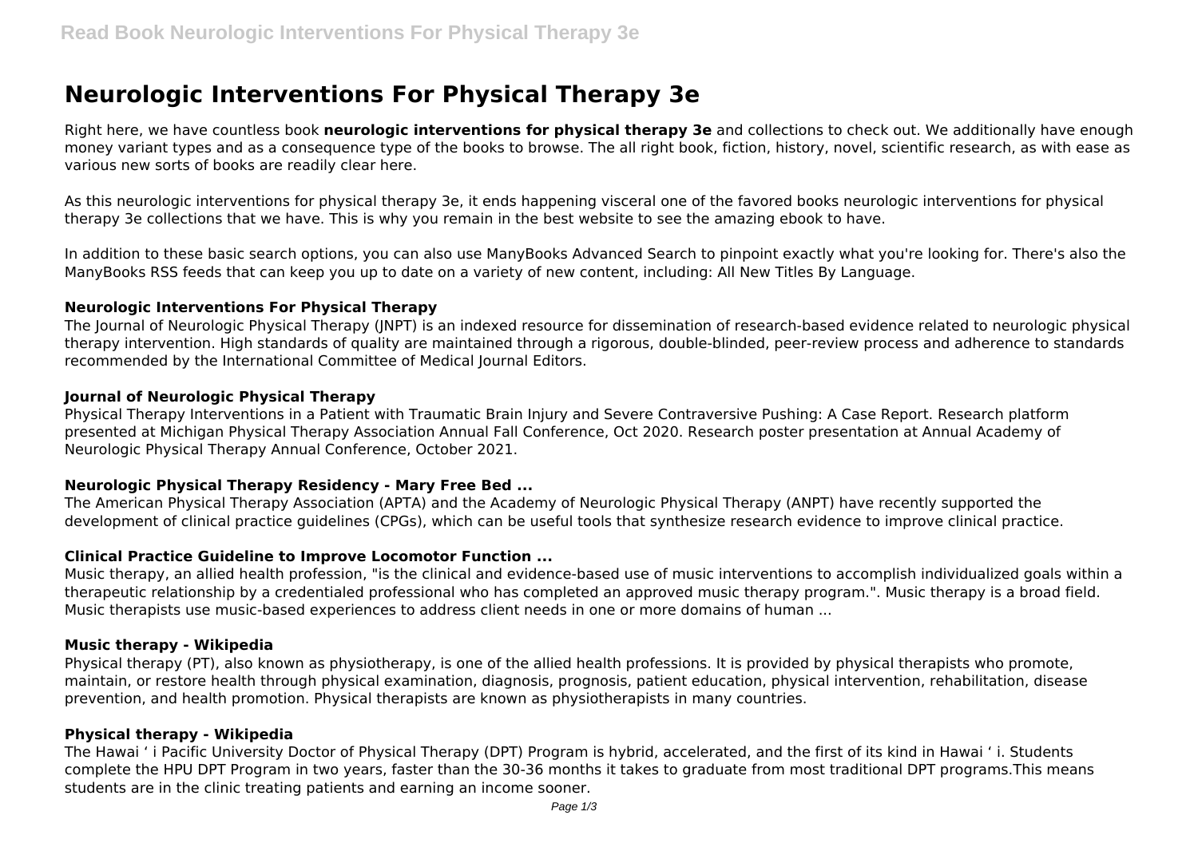# Neurologic Interventions For Physical Therapy 3e

Right here, we have countless book **neurologic interventions for physical therapy 3e** and collections to check out. We additionally have enough money variant types and as a consequence type of the books to browse. The all right book, fiction, history, novel, scientific research, as with ease as various new sorts of books are readily clear here.

As this neurologic interventions for physical therapy 3e, it ends happening visceral one of the favored books neurologic interventions for physical therapy 3e collections that we have. This is why you remain in the best website to see the amazing ebook to have.

In addition to these basic search options, you can also use ManyBooks Advanced Search to pinpoint exactly what you're looking for. There's also the ManyBooks RSS feeds that can keep you up to date on a variety of new content, including: All New Titles By Language.

### Neurologic Interventions For Physical Therapy

The Journal of Neurologic Physical Therapy (JNPT) is an indexed resource for dissemination of research-based evidence related to neurologic physical therapy intervention. High standards of quality are maintained through a rigorous, double-blinded, peer-review process and adherence to standards recommended by the International Committee of Medical Journal Editors.

### Journal of Neurologic Physical Therapy

Physical Therapy Interventions in a Patient with Traumatic Brain Injury and Severe Contraversive Pushing: A Case Report. Research platform presented at Michigan Physical Therapy Association Annual Fall Conference, Oct 2020. Research poster presentation at Annual Academy of Neurologic Physical Therapy Annual Conference, October 2021.

### Neurologic Physical Therapy Residency - Mary Free Bed ...

The American Physical Therapy Association (APTA) and the Academy of Neurologic Physical Therapy (ANPT) have recently supported the development of clinical practice guidelines (CPGs), which can be useful tools that synthesize research evidence to improve clinical practice.

### Clinical Practice Guideline to Improve Locomotor Function ...

Music therapy, an allied health profession, "is the clinical and evidence-based use of music interventions to accomplish individualized goals within a therapeutic relationship by a credentialed professional who has completed an approved music therapy program.". Music therapy is a broad field. Music therapists use music-based experiences to address client needs in one or more domains of human ...

### Music therapy - Wikipedia

Physical therapy (PT), also known as physiotherapy, is one of the allied health professions. It is provided by physical therapists who promote, maintain, or restore health through physical examination, diagnosis, prognosis, patient education, physical intervention, rehabilitation, disease prevention, and health promotion. Physical therapists are known as physiotherapists in many countries.

### Physical therapy - Wikipedia

The Hawai ' i Pacific University Doctor of Physical Therapy (DPT) Program is hybrid, accelerated, and the first of its kind in Hawai ' i. Students complete the HPU DPT Program in two years, faster than the 30-36 months it takes to graduate from most traditional DPT programs.This means students are in the clinic treating patients and earning an income sooner.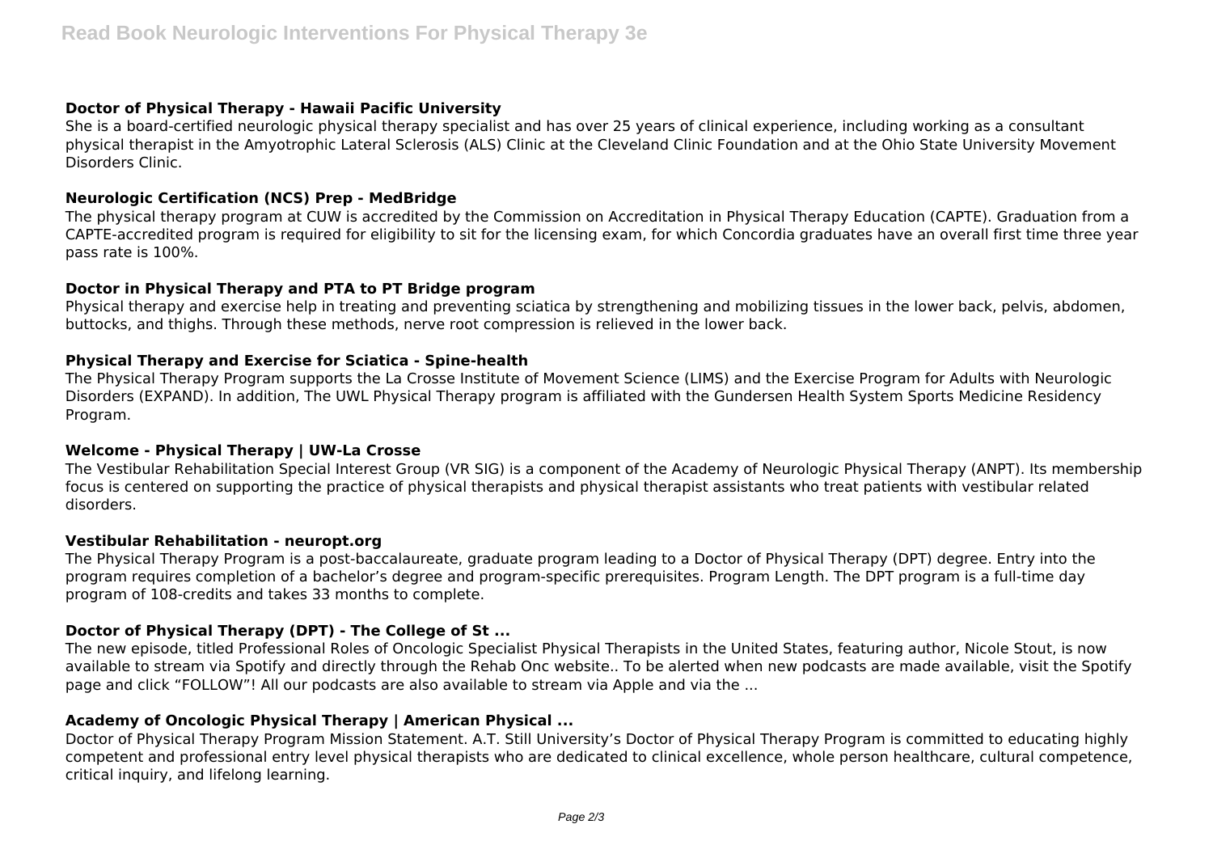### Doctor of Physical Therapy - Hawaii Pacific University

She is a board-certified neurologic physical therapy specialist and has over 25 years of clinical experience, including working as a consultant physical therapist in the Amyotrophic Lateral Sclerosis (ALS) Clinic at the Cleveland Clinic Foundation and at the Ohio State University Movement Disorders Clinic.

### Neurologic Certification (NCS) Prep - MedBridge

The physical therapy program at CUW is accredited by the Commission on Accreditation in Physical Therapy Education (CAPTE). Graduation from a CAPTE-accredited program is required for eligibility to sit for the licensing exam, for which Concordia graduates have an overall first time three year pass rate is 100%.

### Doctor in Physical Therapy and PTA to PT Bridge program

Physical therapy and exercise help in treating and preventing sciatica by strengthening and mobilizing tissues in the lower back, pelvis, abdomen, buttocks, and thighs. Through these methods, nerve root compression is relieved in the lower back.

### Physical Therapy and Exercise for Sciatica - Spine-health

The Physical Therapy Program supports the La Crosse Institute of Movement Science (LIMS) and the Exercise Program for Adults with Neurologic Disorders (EXPAND). In addition, The UWL Physical Therapy program is affiliated with the Gundersen Health System Sports Medicine Residency Program.

### Welcome - Physical Therapy | UW-La Crosse

The Vestibular Rehabilitation Special Interest Group (VR SIG) is a component of the Academy of Neurologic Physical Therapy (ANPT). Its membership focus is centered on supporting the practice of physical therapists and physical therapist assistants who treat patients with vestibular related disorders.

### Vestibular Rehabilitation - neuropt.org

The Physical Therapy Program is a post-baccalaureate, graduate program leading to a Doctor of Physical Therapy (DPT) degree. Entry into the program requires completion of a bachelor's degree and program-specific prerequisites. Program Length. The DPT program is a full-time day program of 108-credits and takes 33 months to complete.

### Doctor of Physical Therapy (DPT) - The College of St ...

The new episode, titled Professional Roles of Oncologic Specialist Physical Therapists in the United States, featuring author, Nicole Stout, is now available to stream via Spotify and directly through the Rehab Onc website.. To be alerted when new podcasts are made available, visit the Spotify page and click "FOLLOW"! All our podcasts are also available to stream via Apple and via the ...

### Academy of Oncologic Physical Therapy | American Physical ...

Doctor of Physical Therapy Program Mission Statement. A.T. Still University's Doctor of Physical Therapy Program is committed to educating highly competent and professional entry level physical therapists who are dedicated to clinical excellence, whole person healthcare, cultural competence, critical inquiry, and lifelong learning.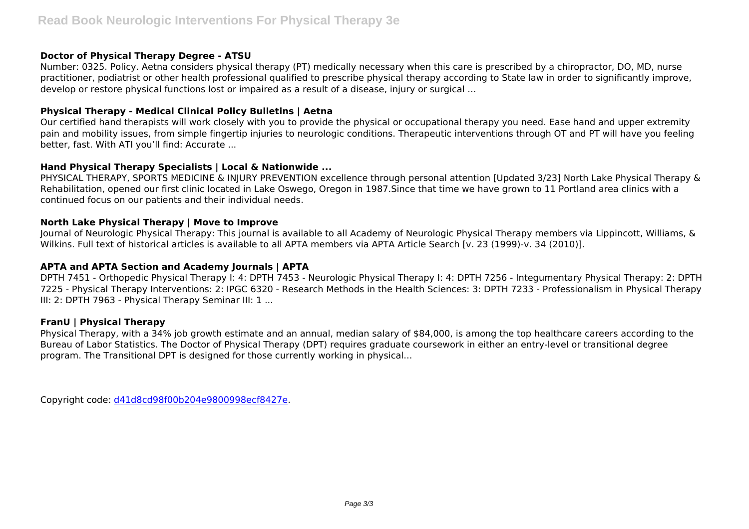**Doctor of Physical Therapy Degree - ATSU**

Number: 0325. Policy. Aetna considers physical therapy (PT) medically necessary when this care is prescribed by a chiropractor, DO, MD, nurse practitioner, podiatrist or other health professional qualified to prescribe physical therapy according to State law in order to significantly improve, develop or restore physical functions lost or impaired as a result of a disease, injury or surgical ...

**Physical Therapy - Medical Clinical Policy Bulletins | Aetna**

Our certified hand therapists will work closely with you to provide the physical or occupational therapy you need. Ease hand and upper extremity pain and mobility issues, from simple fingertip injuries to neurologic conditions. Therapeutic interventions through OT and PT will have you feeling better, fast. With ATI you'll find: Accurate ...

**Hand Physical Therapy Specialists | Local & Nationwide ...**

PHYSICAL THERAPY, SPORTS MEDICINE & INJURY PREVENTION excellence through personal attention [Updated 3/23] North Lake Physical Therapy & Rehabilitation, opened our first clinic located in Lake Oswego, Oregon in 1987.Since that time we have grown to 11 Portland area clinics with a continued focus on our patients and their individual needs.

**North Lake Physical Therapy | Move to Improve**

Journal of Neurologic Physical Therapy: This journal is available to all Academy of Neurologic Physical Therapy members via Lippincott, Williams, & Wilkins. Full text of historical articles is available to all APTA members via APTA Article Search [v. 23 (1999)-v. 34 (2010)].

**APTA and APTA Section and Academy Journals | APTA**

DPTH 7451 - Orthopedic Physical Therapy I: 4: DPTH 7453 - Neurologic Physical Therapy I: 4: DPTH 7256 - Integumentary Physical Therapy: 2: DPTH 7225 - Physical Therapy Interventions: 2: IPGC 6320 - Research Methods in the Health Sciences: 3: DPTH 7233 - Professionalism in Physical Therapy III: 2: DPTH 7963 - Physical Therapy Seminar III: 1 ...

**FranU | Physical Therapy**

Physical Therapy, with a 34% job growth estimate and an annual, median salary of $84,000, is among the top healthcare careers according to the Bureau of Labor Statistics. The Doctor of Physical Therapy (DPT) requires graduate coursework in either an entry-level or transitional degree program. The Transitional DPT is designed for those currently working in physical...

Copyright code: d41d8cd98f00b204e9800998ecf8427e.